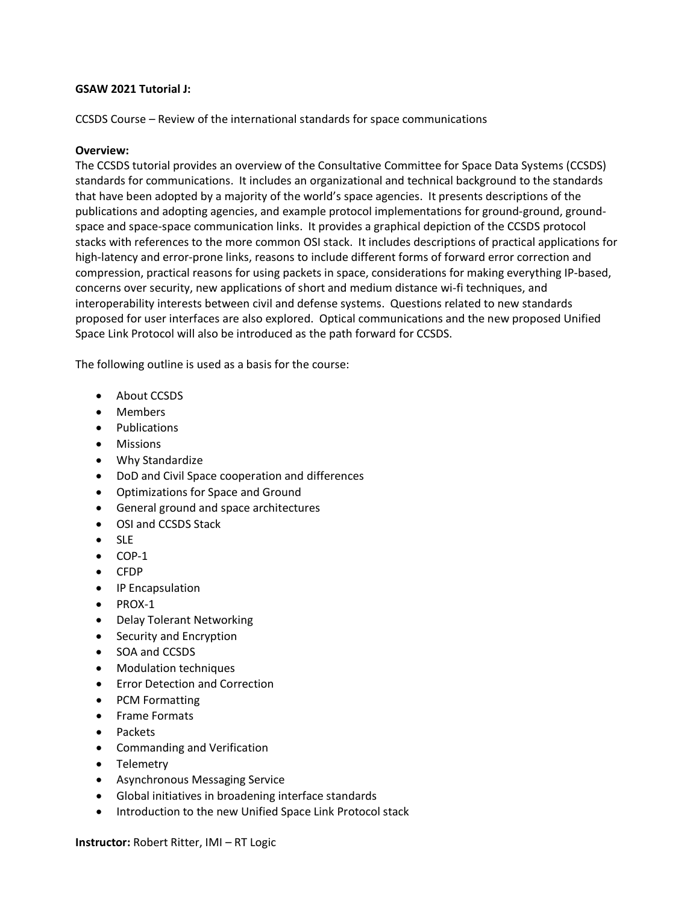**GSAW 2021 Tutorial J:**

CCSDS Course – Review of the international standards for space communications

**Overview:**
The CCSDS tutorial provides an overview of the Consultative Committee for Space Data Systems (CCSDS) standards for communications. It includes an organizational and technical background to the standards that have been adopted by a majority of the world's space agencies. It presents descriptions of the publications and adopting agencies, and example protocol implementations for ground-ground, ground-space and space-space communication links. It provides a graphical depiction of the CCSDS protocol stacks with references to the more common OSI stack. It includes descriptions of practical applications for high-latency and error-prone links, reasons to include different forms of forward error correction and compression, practical reasons for using packets in space, considerations for making everything IP-based, concerns over security, new applications of short and medium distance wi-fi techniques, and interoperability interests between civil and defense systems. Questions related to new standards proposed for user interfaces are also explored. Optical communications and the new proposed Unified Space Link Protocol will also be introduced as the path forward for CCSDS.

The following outline is used as a basis for the course:

- About CCSDS
- Members
- Publications
- Missions
- Why Standardize
- DoD and Civil Space cooperation and differences
- Optimizations for Space and Ground
- General ground and space architectures
- OSI and CCSDS Stack
- SLE
- COP-1
- CFDP
- IP Encapsulation
- PROX-1
- Delay Tolerant Networking
- Security and Encryption
- SOA and CCSDS
- Modulation techniques
- Error Detection and Correction
- PCM Formatting
- Frame Formats
- Packets
- Commanding and Verification
- Telemetry
- Asynchronous Messaging Service
- Global initiatives in broadening interface standards
- Introduction to the new Unified Space Link Protocol stack

**Instructor:** Robert Ritter, IMI – RT Logic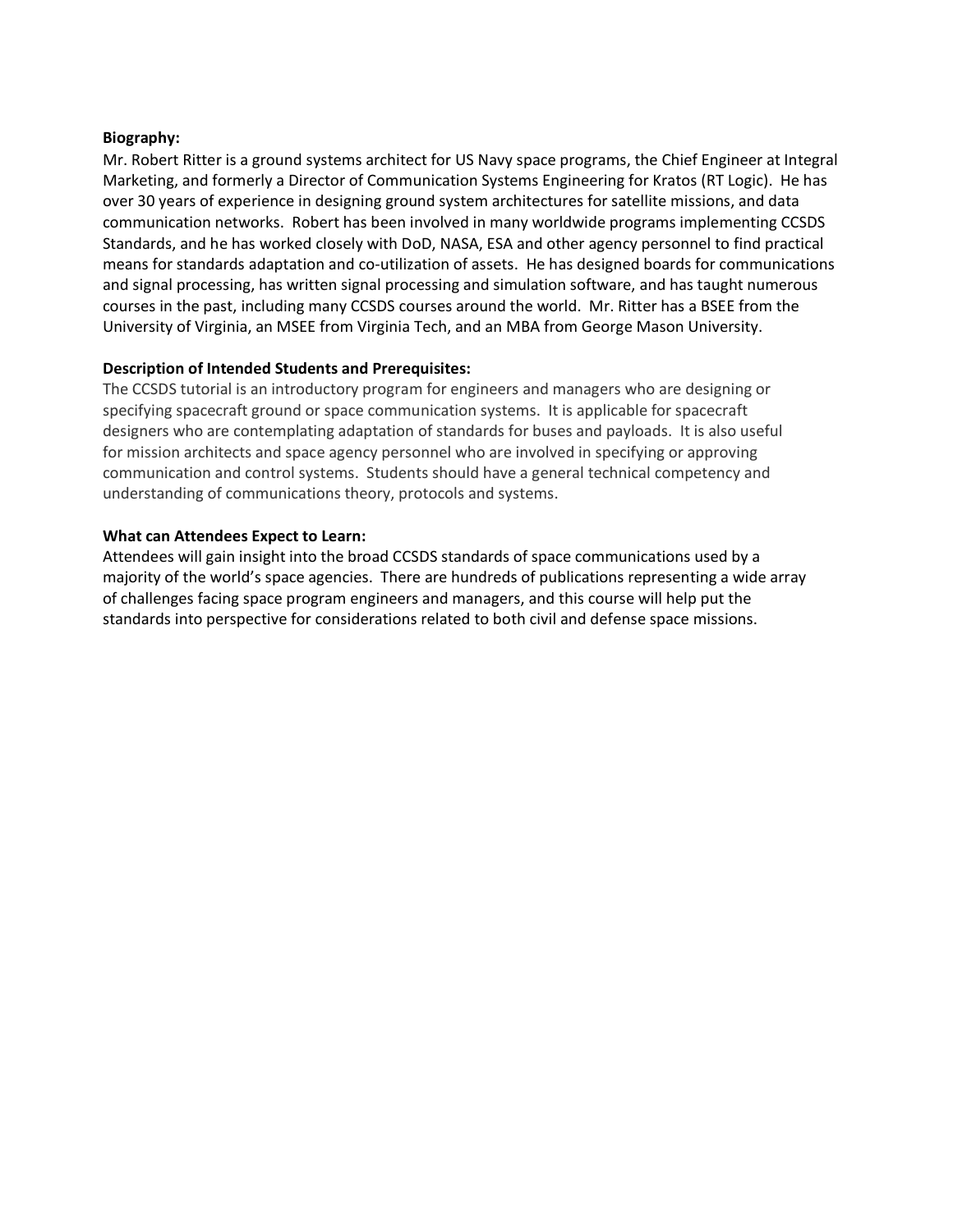**Biography:**

Mr. Robert Ritter is a ground systems architect for US Navy space programs, the Chief Engineer at Integral Marketing, and formerly a Director of Communication Systems Engineering for Kratos (RT Logic). He has over 30 years of experience in designing ground system architectures for satellite missions, and data communication networks. Robert has been involved in many worldwide programs implementing CCSDS Standards, and he has worked closely with DoD, NASA, ESA and other agency personnel to find practical means for standards adaptation and co-utilization of assets. He has designed boards for communications and signal processing, has written signal processing and simulation software, and has taught numerous courses in the past, including many CCSDS courses around the world. Mr. Ritter has a BSEE from the University of Virginia, an MSEE from Virginia Tech, and an MBA from George Mason University.

**Description of Intended Students and Prerequisites:**

The CCSDS tutorial is an introductory program for engineers and managers who are designing or specifying spacecraft ground or space communication systems. It is applicable for spacecraft designers who are contemplating adaptation of standards for buses and payloads. It is also useful for mission architects and space agency personnel who are involved in specifying or approving communication and control systems. Students should have a general technical competency and understanding of communications theory, protocols and systems.

**What can Attendees Expect to Learn:**

Attendees will gain insight into the broad CCSDS standards of space communications used by a majority of the world's space agencies. There are hundreds of publications representing a wide array of challenges facing space program engineers and managers, and this course will help put the standards into perspective for considerations related to both civil and defense space missions.